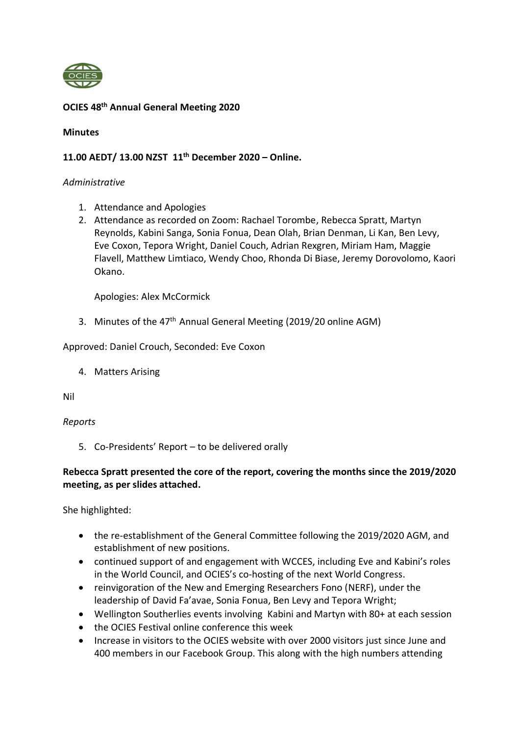**OCIES 48th Annual General Meeting 2020**

**Minutes**

**11.00 AEDT/ 13.00 NZST 11th December 2020 – Online.**

*Administrative*

1. Attendance and Apologies
2. Attendance as recorded on Zoom: Rachael Torombe, Rebecca Spratt, Martyn Reynolds, Kabini Sanga, Sonia Fonua, Dean Olah, Brian Denman, Li Kan, Ben Levy, Eve Coxon, Tepora Wright, Daniel Couch, Adrian Rexgren, Miriam Ham, Maggie Flavell, Matthew Limtiaco, Wendy Choo, Rhonda Di Biase, Jeremy Dorovolomo, Kaori Okano.

   Apologies: Alex McCormick

3. Minutes of the 47th Annual General Meeting (2019/20 online AGM)

Approved: Daniel Crouch, Seconded: Eve Coxon

4. Matters Arising

Nil

*Reports*

5. Co-Presidents' Report – to be delivered orally

**Rebecca Spratt presented the core of the report, covering the months since the 2019/2020 meeting, as per slides attached.**

She highlighted:

- the re-establishment of the General Committee following the 2019/2020 AGM, and establishment of new positions.
- continued support of and engagement with WCCES, including Eve and Kabini's roles in the World Council, and OCIES's co-hosting of the next World Congress.
- reinvigoration of the New and Emerging Researchers Fono (NERF), under the leadership of David Fa'avae, Sonia Fonua, Ben Levy and Tepora Wright;
- Wellington Southerlies events involving Kabini and Martyn with 80+ at each session
- the OCIES Festival online conference this week
- Increase in visitors to the OCIES website with over 2000 visitors just since June and 400 members in our Facebook Group. This along with the high numbers attending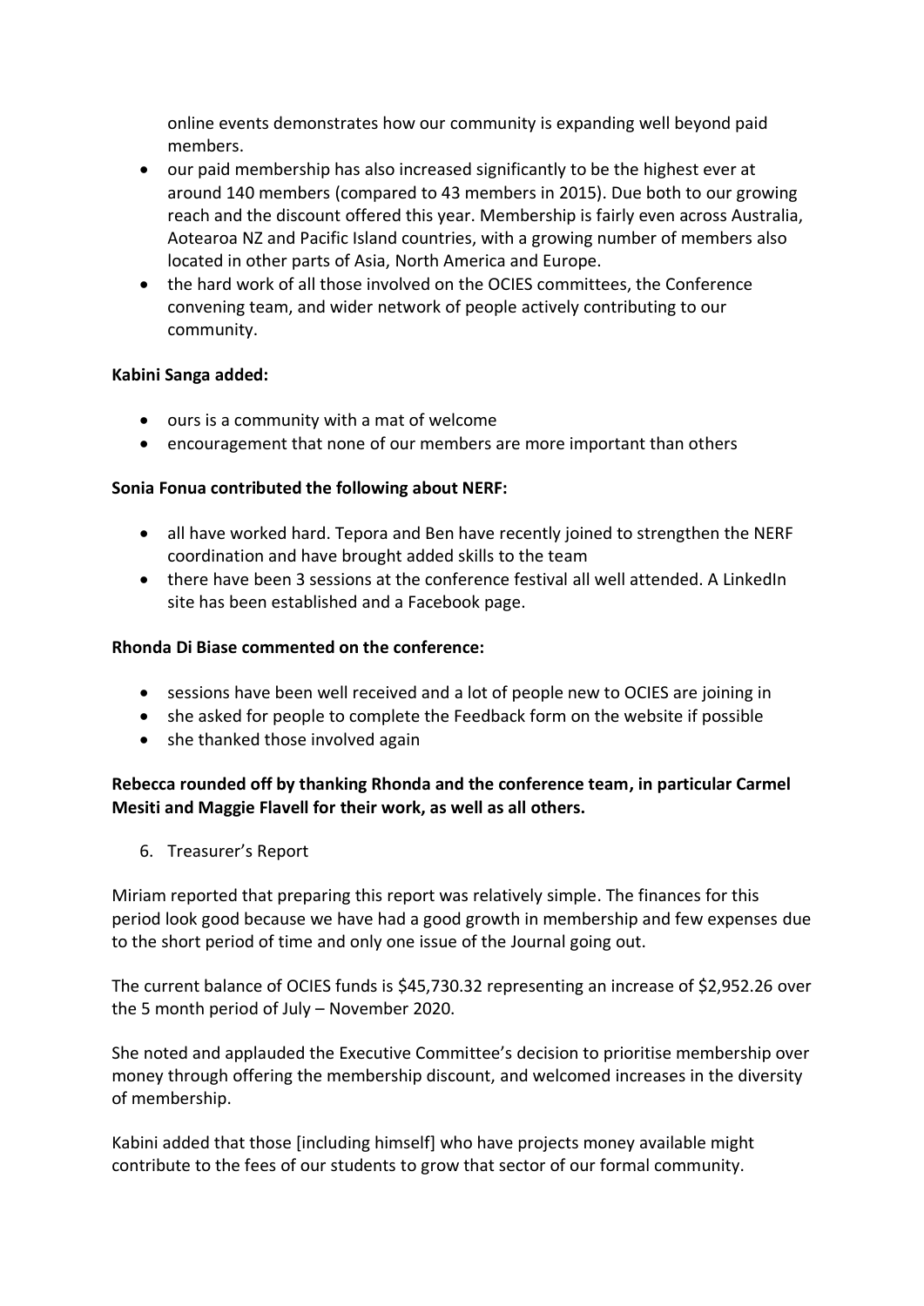online events demonstrates how our community is expanding well beyond paid members.
- our paid membership has also increased significantly to be the highest ever at around 140 members (compared to 43 members in 2015). Due both to our growing reach and the discount offered this year. Membership is fairly even across Australia, Aotearoa NZ and Pacific Island countries, with a growing number of members also located in other parts of Asia, North America and Europe.
- the hard work of all those involved on the OCIES committees, the Conference convening team, and wider network of people actively contributing to our community.

**Kabini Sanga added:**

- ours is a community with a mat of welcome
- encouragement that none of our members are more important than others

**Sonia Fonua contributed the following about NERF:**

- all have worked hard. Tepora and Ben have recently joined to strengthen the NERF coordination and have brought added skills to the team
- there have been 3 sessions at the conference festival all well attended. A LinkedIn site has been established and a Facebook page.

**Rhonda Di Biase commented on the conference:**

- sessions have been well received and a lot of people new to OCIES are joining in
- she asked for people to complete the Feedback form on the website if possible
- she thanked those involved again

**Rebecca rounded off by thanking Rhonda and the conference team, in particular Carmel Mesiti and Maggie Flavell for their work, as well as all others.**

6. Treasurer's Report

Miriam reported that preparing this report was relatively simple. The finances for this period look good because we have had a good growth in membership and few expenses due to the short period of time and only one issue of the Journal going out.

The current balance of OCIES funds is $45,730.32 representing an increase of $2,952.26 over the 5 month period of July – November 2020.

She noted and applauded the Executive Committee's decision to prioritise membership over money through offering the membership discount, and welcomed increases in the diversity of membership.

Kabini added that those [including himself] who have projects money available might contribute to the fees of our students to grow that sector of our formal community.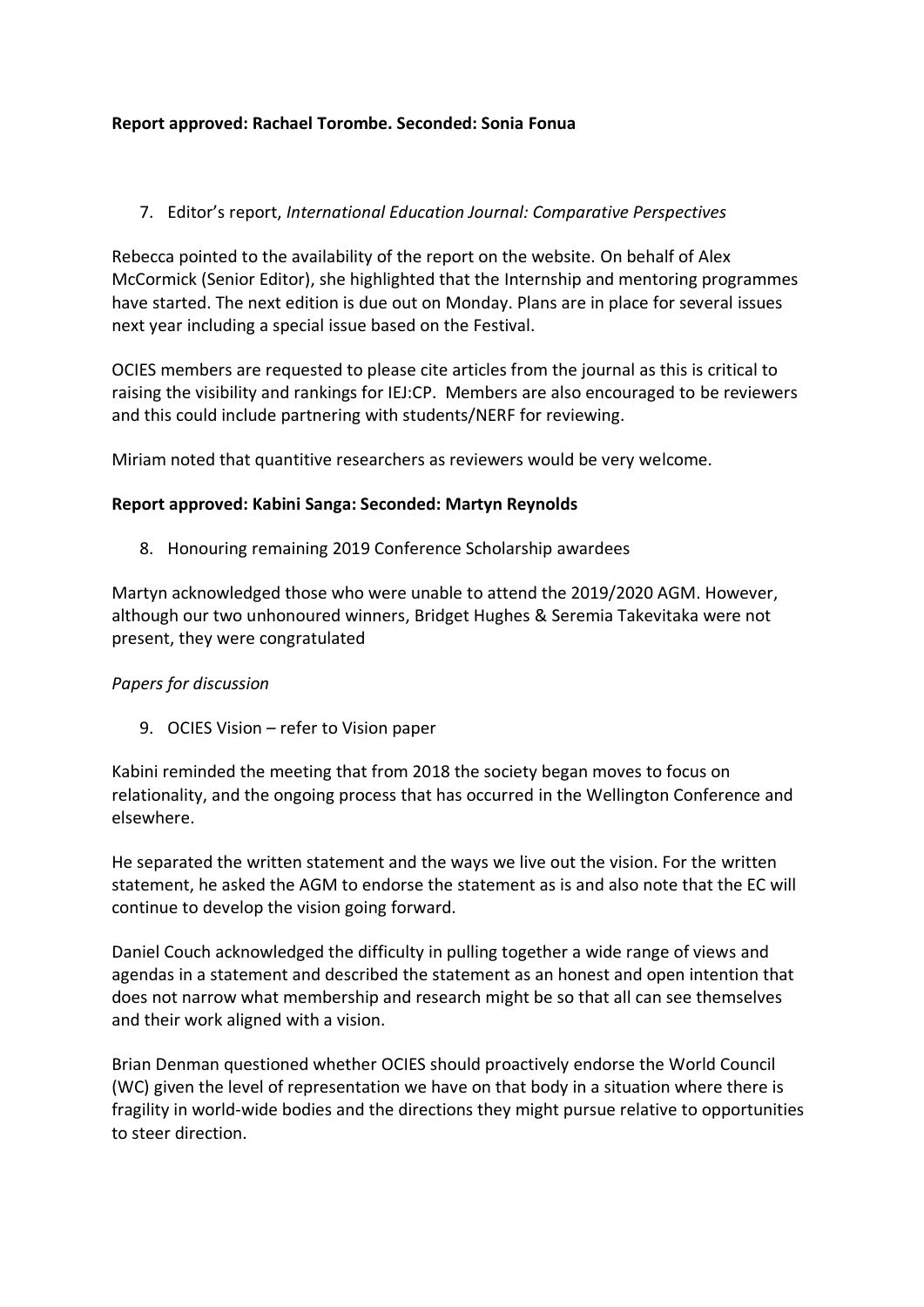**Report approved: Rachael Torombe. Seconded: Sonia Fonua**

7. Editor's report, *International Education Journal: Comparative Perspectives*

Rebecca pointed to the availability of the report on the website. On behalf of Alex McCormick (Senior Editor), she highlighted that the Internship and mentoring programmes have started. The next edition is due out on Monday. Plans are in place for several issues next year including a special issue based on the Festival.

OCIES members are requested to please cite articles from the journal as this is critical to raising the visibility and rankings for IEJ:CP. Members are also encouraged to be reviewers and this could include partnering with students/NERF for reviewing.

Miriam noted that quantitive researchers as reviewers would be very welcome.

**Report approved: Kabini Sanga: Seconded: Martyn Reynolds**

8. Honouring remaining 2019 Conference Scholarship awardees

Martyn acknowledged those who were unable to attend the 2019/2020 AGM. However, although our two unhonoured winners, Bridget Hughes & Seremia Takevitaka were not present, they were congratulated

*Papers for discussion*

9. OCIES Vision – refer to Vision paper

Kabini reminded the meeting that from 2018 the society began moves to focus on relationality, and the ongoing process that has occurred in the Wellington Conference and elsewhere.

He separated the written statement and the ways we live out the vision. For the written statement, he asked the AGM to endorse the statement as is and also note that the EC will continue to develop the vision going forward.

Daniel Couch acknowledged the difficulty in pulling together a wide range of views and agendas in a statement and described the statement as an honest and open intention that does not narrow what membership and research might be so that all can see themselves and their work aligned with a vision.

Brian Denman questioned whether OCIES should proactively endorse the World Council (WC) given the level of representation we have on that body in a situation where there is fragility in world-wide bodies and the directions they might pursue relative to opportunities to steer direction.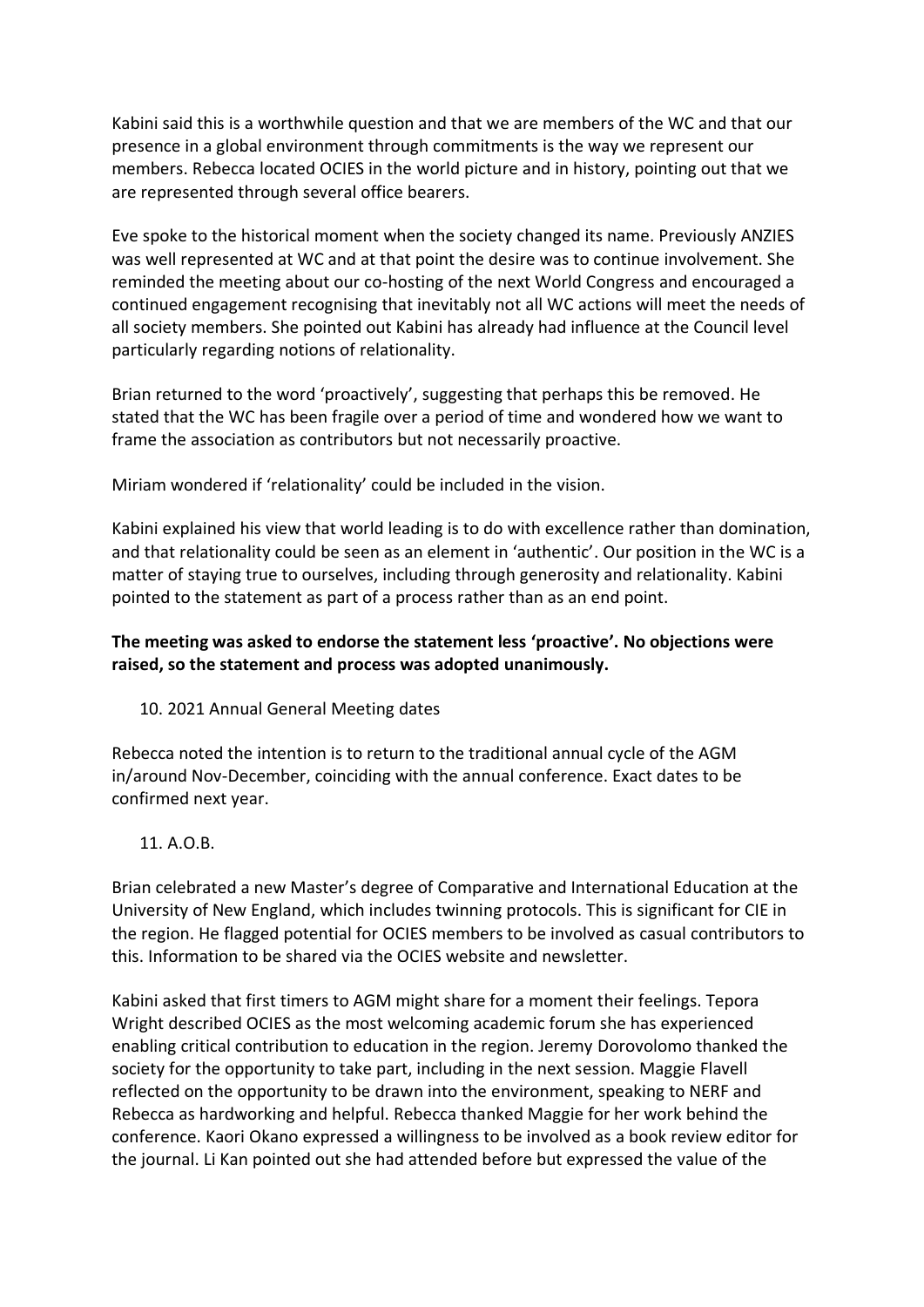Kabini said this is a worthwhile question and that we are members of the WC and that our presence in a global environment through commitments is the way we represent our members. Rebecca located OCIES in the world picture and in history, pointing out that we are represented through several office bearers.

Eve spoke to the historical moment when the society changed its name. Previously ANZIES was well represented at WC and at that point the desire was to continue involvement. She reminded the meeting about our co-hosting of the next World Congress and encouraged a continued engagement recognising that inevitably not all WC actions will meet the needs of all society members. She pointed out Kabini has already had influence at the Council level particularly regarding notions of relationality.

Brian returned to the word 'proactively', suggesting that perhaps this be removed. He stated that the WC has been fragile over a period of time and wondered how we want to frame the association as contributors but not necessarily proactive.

Miriam wondered if 'relationality' could be included in the vision.

Kabini explained his view that world leading is to do with excellence rather than domination, and that relationality could be seen as an element in 'authentic'. Our position in the WC is a matter of staying true to ourselves, including through generosity and relationality. Kabini pointed to the statement as part of a process rather than as an end point.

**The meeting was asked to endorse the statement less 'proactive'. No objections were raised, so the statement and process was adopted unanimously.**

10. 2021 Annual General Meeting dates

Rebecca noted the intention is to return to the traditional annual cycle of the AGM in/around Nov-December, coinciding with the annual conference. Exact dates to be confirmed next year.

11. A.O.B.

Brian celebrated a new Master's degree of Comparative and International Education at the University of New England, which includes twinning protocols. This is significant for CIE in the region. He flagged potential for OCIES members to be involved as casual contributors to this. Information to be shared via the OCIES website and newsletter.

Kabini asked that first timers to AGM might share for a moment their feelings. Tepora Wright described OCIES as the most welcoming academic forum she has experienced enabling critical contribution to education in the region. Jeremy Dorovolomo thanked the society for the opportunity to take part, including in the next session. Maggie Flavell reflected on the opportunity to be drawn into the environment, speaking to NERF and Rebecca as hardworking and helpful. Rebecca thanked Maggie for her work behind the conference. Kaori Okano expressed a willingness to be involved as a book review editor for the journal. Li Kan pointed out she had attended before but expressed the value of the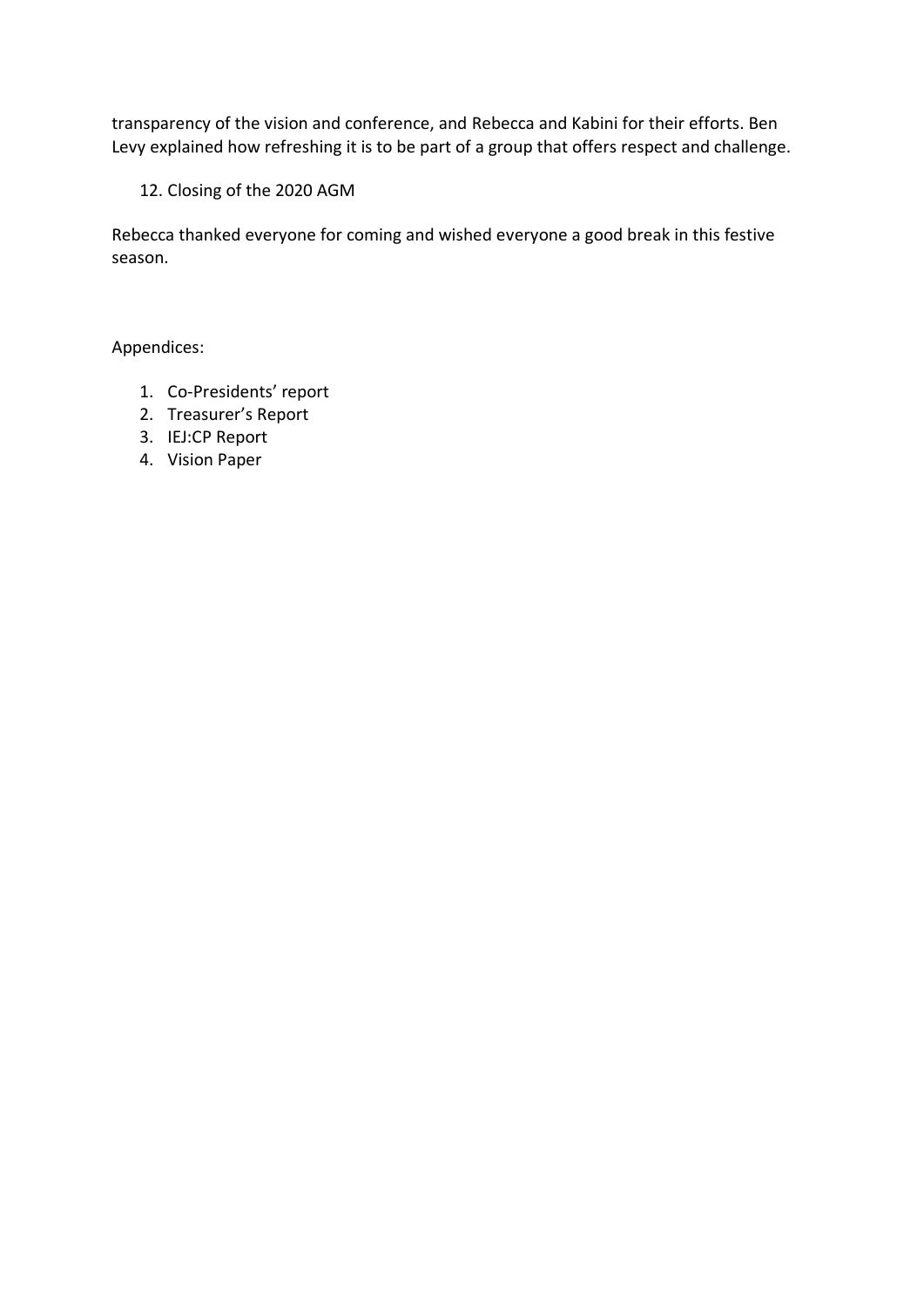transparency of the vision and conference, and Rebecca and Kabini for their efforts. Ben Levy explained how refreshing it is to be part of a group that offers respect and challenge.

12. Closing of the 2020 AGM

Rebecca thanked everyone for coming and wished everyone a good break in this festive season.

Appendices:

1. Co-Presidents' report
2. Treasurer's Report
3. IEJ:CP Report
4. Vision Paper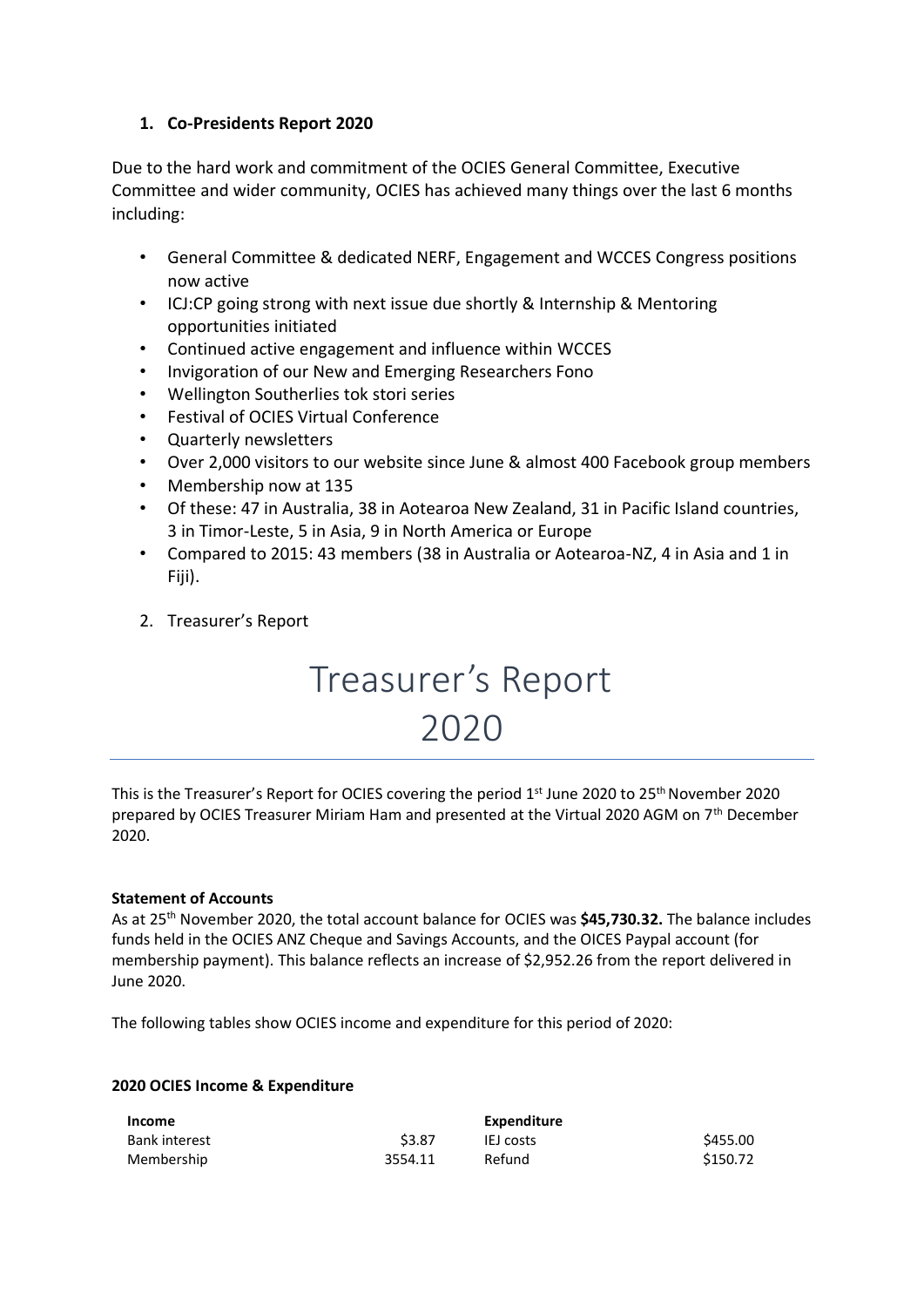1. **Co-Presidents Report 2020**

Due to the hard work and commitment of the OCIES General Committee, Executive Committee and wider community, OCIES has achieved many things over the last 6 months including:

- General Committee & dedicated NERF, Engagement and WCCES Congress positions now active
- ICJ:CP going strong with next issue due shortly & Internship & Mentoring opportunities initiated
- Continued active engagement and influence within WCCES
- Invigoration of our New and Emerging Researchers Fono
- Wellington Southerlies tok stori series
- Festival of OCIES Virtual Conference
- Quarterly newsletters
- Over 2,000 visitors to our website since June & almost 400 Facebook group members
- Membership now at 135
- Of these: 47 in Australia, 38 in Aotearoa New Zealand, 31 in Pacific Island countries, 3 in Timor-Leste, 5 in Asia, 9 in North America or Europe
- Compared to 2015: 43 members (38 in Australia or Aotearoa-NZ, 4 in Asia and 1 in Fiji).

2. Treasurer's Report

# Treasurer's Report 2020

This is the Treasurer's Report for OCIES covering the period 1st June 2020 to 25th November 2020 prepared by OCIES Treasurer Miriam Ham and presented at the Virtual 2020 AGM on 7th December 2020.

**Statement of Accounts**

As at 25th November 2020, the total account balance for OCIES was **$45,730.32.** The balance includes funds held in the OCIES ANZ Cheque and Savings Accounts, and the OICES Paypal account (for membership payment). This balance reflects an increase of $2,952.26 from the report delivered in June 2020.

The following tables show OCIES income and expenditure for this period of 2020:

**2020 OCIES Income & Expenditure**

| **Income** | | **Expenditure** | |
|---|---|---|---|
| Bank interest | $3.87 | IEJ costs | $455.00 |
| Membership | 3554.11 | Refund | $150.72 |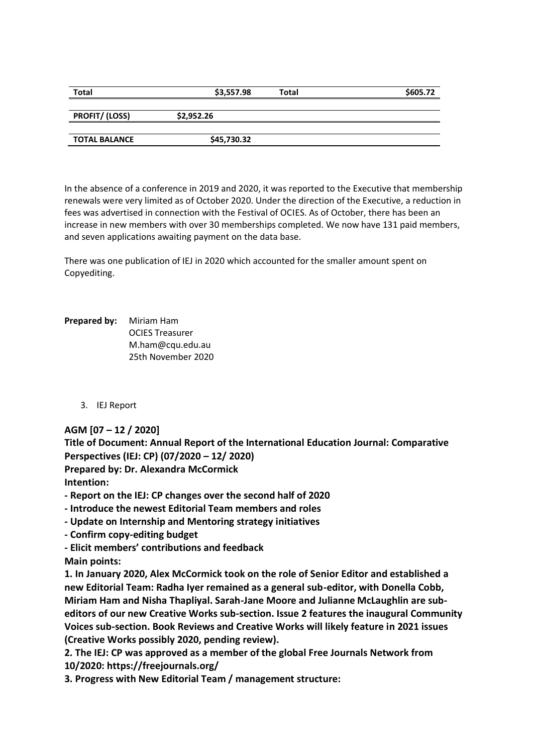| Total | $3,557.98 | Total | $605.72 |
|---|---|---|---|
| | | | |
| **PROFIT/ (LOSS)** | $2,952.26 | | |
| | | | |
| **TOTAL BALANCE** | $45,730.32 | | |

In the absence of a conference in 2019 and 2020, it was reported to the Executive that membership renewals were very limited as of October 2020. Under the direction of the Executive, a reduction in fees was advertised in connection with the Festival of OCIES. As of October, there has been an increase in new members with over 30 memberships completed. We now have 131 paid members, and seven applications awaiting payment on the data base.

There was one publication of IEJ in 2020 which accounted for the smaller amount spent on Copyediting.

**Prepared by:** Miriam Ham
OCIES Treasurer
M.ham@cqu.edu.au
25th November 2020

3. IEJ Report

**AGM [07 – 12 / 2020]**

**Title of Document: Annual Report of the International Education Journal: Comparative Perspectives (IEJ: CP) (07/2020 – 12/ 2020)**

**Prepared by: Dr. Alexandra McCormick**

**Intention:**

**- Report on the IEJ: CP changes over the second half of 2020**

**- Introduce the newest Editorial Team members and roles**

**- Update on Internship and Mentoring strategy initiatives**

**- Confirm copy-editing budget**

**- Elicit members' contributions and feedback**

**Main points:**

**1. In January 2020, Alex McCormick took on the role of Senior Editor and established a new Editorial Team: Radha Iyer remained as a general sub-editor, with Donella Cobb, Miriam Ham and Nisha Thapliyal. Sarah-Jane Moore and Julianne McLaughlin are sub-editors of our new Creative Works sub-section. Issue 2 features the inaugural Community Voices sub-section. Book Reviews and Creative Works will likely feature in 2021 issues (Creative Works possibly 2020, pending review).**

**2. The IEJ: CP was approved as a member of the global Free Journals Network from 10/2020: https://freejournals.org/**

**3. Progress with New Editorial Team / management structure:**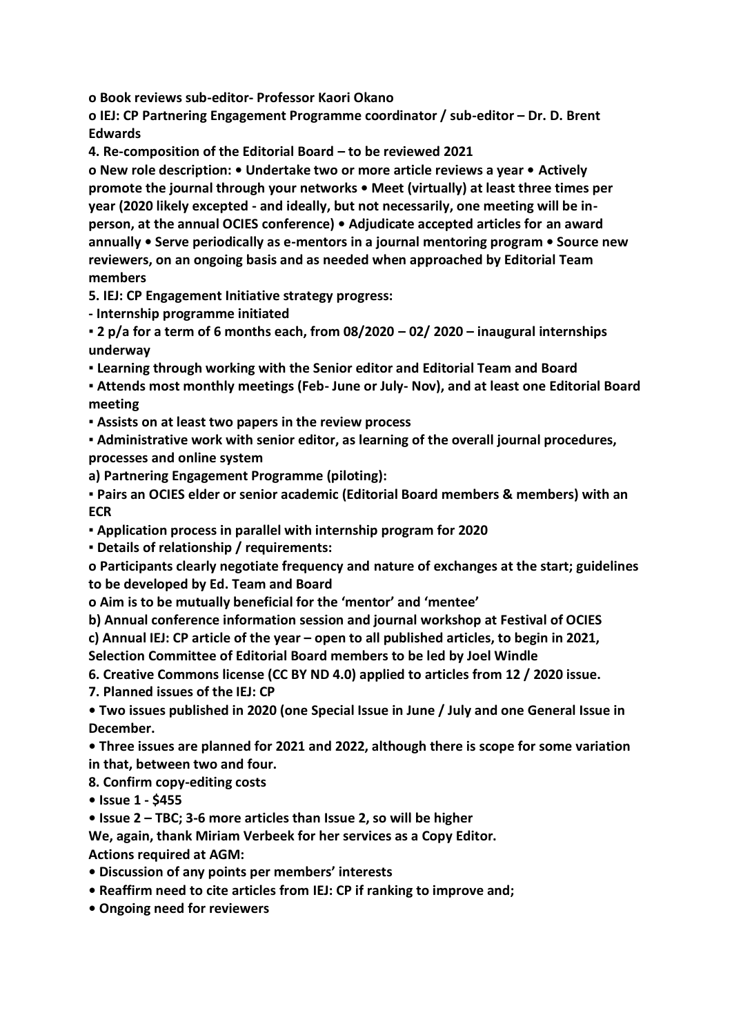**o Book reviews sub-editor- Professor Kaori Okano**

**o IEJ: CP Partnering Engagement Programme coordinator / sub-editor – Dr. D. Brent Edwards**

**4. Re-composition of the Editorial Board – to be reviewed 2021**

**o New role description: • Undertake two or more article reviews a year • Actively promote the journal through your networks • Meet (virtually) at least three times per year (2020 likely excepted - and ideally, but not necessarily, one meeting will be in-person, at the annual OCIES conference) • Adjudicate accepted articles for an award annually • Serve periodically as e-mentors in a journal mentoring program • Source new reviewers, on an ongoing basis and as needed when approached by Editorial Team members**

**5. IEJ: CP Engagement Initiative strategy progress:**

**- Internship programme initiated**

**▪ 2 p/a for a term of 6 months each, from 08/2020 – 02/ 2020 – inaugural internships underway**

**▪ Learning through working with the Senior editor and Editorial Team and Board**

**▪ Attends most monthly meetings (Feb- June or July- Nov), and at least one Editorial Board meeting**

**▪ Assists on at least two papers in the review process**

**▪ Administrative work with senior editor, as learning of the overall journal procedures, processes and online system**

**a) Partnering Engagement Programme (piloting):**

**▪ Pairs an OCIES elder or senior academic (Editorial Board members & members) with an ECR**

**▪ Application process in parallel with internship program for 2020**

**▪ Details of relationship / requirements:**

**o Participants clearly negotiate frequency and nature of exchanges at the start; guidelines to be developed by Ed. Team and Board**

**o Aim is to be mutually beneficial for the 'mentor' and 'mentee'**

**b) Annual conference information session and journal workshop at Festival of OCIES**

**c) Annual IEJ: CP article of the year – open to all published articles, to begin in 2021, Selection Committee of Editorial Board members to be led by Joel Windle**

**6. Creative Commons license (CC BY ND 4.0) applied to articles from 12 / 2020 issue.**

**7. Planned issues of the IEJ: CP**

**• Two issues published in 2020 (one Special Issue in June / July and one General Issue in December.**

**• Three issues are planned for 2021 and 2022, although there is scope for some variation in that, between two and four.**

**8. Confirm copy-editing costs**

**• Issue 1 - $455**

**• Issue 2 – TBC; 3-6 more articles than Issue 2, so will be higher**

**We, again, thank Miriam Verbeek for her services as a Copy Editor.**

**Actions required at AGM:**

**• Discussion of any points per members' interests**

**• Reaffirm need to cite articles from IEJ: CP if ranking to improve and;**

**• Ongoing need for reviewers**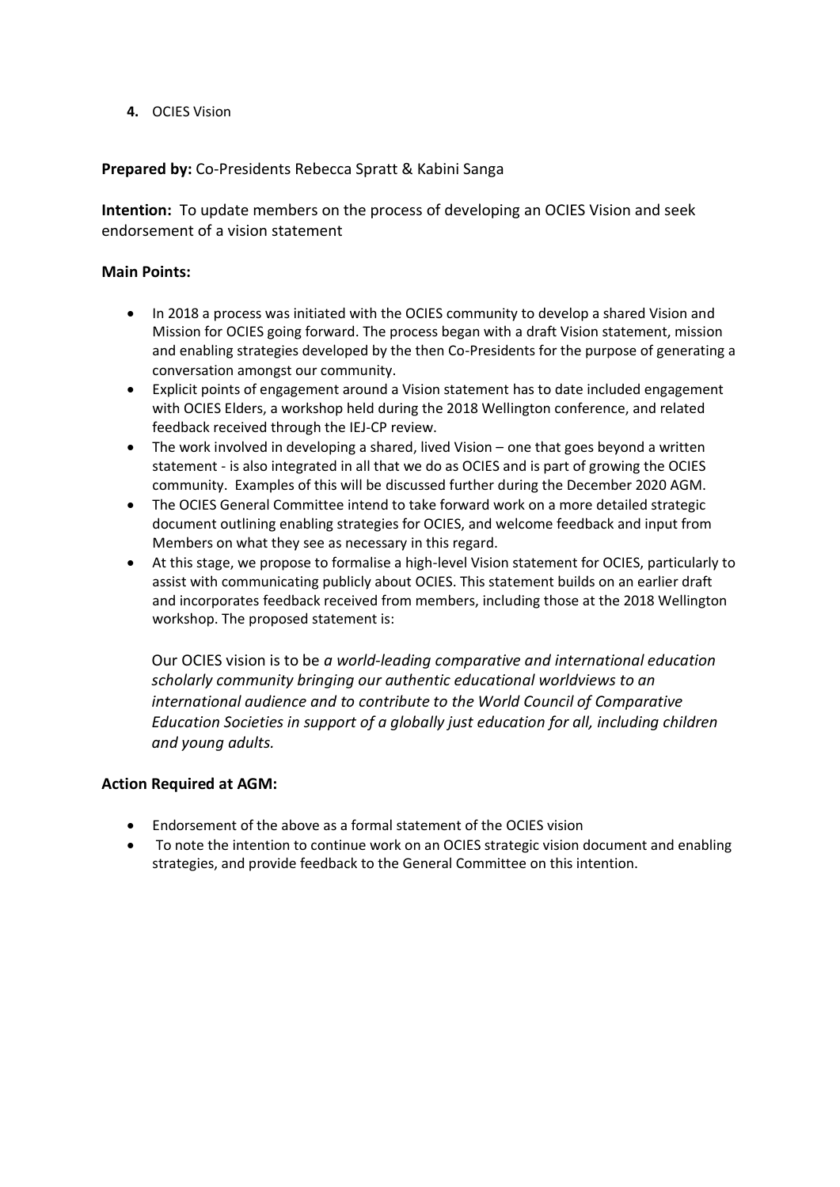4. OCIES Vision

**Prepared by:** Co-Presidents Rebecca Spratt & Kabini Sanga

**Intention:** To update members on the process of developing an OCIES Vision and seek endorsement of a vision statement

**Main Points:**

- In 2018 a process was initiated with the OCIES community to develop a shared Vision and Mission for OCIES going forward. The process began with a draft Vision statement, mission and enabling strategies developed by the then Co-Presidents for the purpose of generating a conversation amongst our community.
- Explicit points of engagement around a Vision statement has to date included engagement with OCIES Elders, a workshop held during the 2018 Wellington conference, and related feedback received through the IEJ-CP review.
- The work involved in developing a shared, lived Vision – one that goes beyond a written statement - is also integrated in all that we do as OCIES and is part of growing the OCIES community. Examples of this will be discussed further during the December 2020 AGM.
- The OCIES General Committee intend to take forward work on a more detailed strategic document outlining enabling strategies for OCIES, and welcome feedback and input from Members on what they see as necessary in this regard.
- At this stage, we propose to formalise a high-level Vision statement for OCIES, particularly to assist with communicating publicly about OCIES. This statement builds on an earlier draft and incorporates feedback received from members, including those at the 2018 Wellington workshop. The proposed statement is:

  Our OCIES vision is to be *a world-leading comparative and international education scholarly community bringing our authentic educational worldviews to an international audience and to contribute to the World Council of Comparative Education Societies in support of a globally just education for all, including children and young adults.*

**Action Required at AGM:**

- Endorsement of the above as a formal statement of the OCIES vision
- To note the intention to continue work on an OCIES strategic vision document and enabling strategies, and provide feedback to the General Committee on this intention.